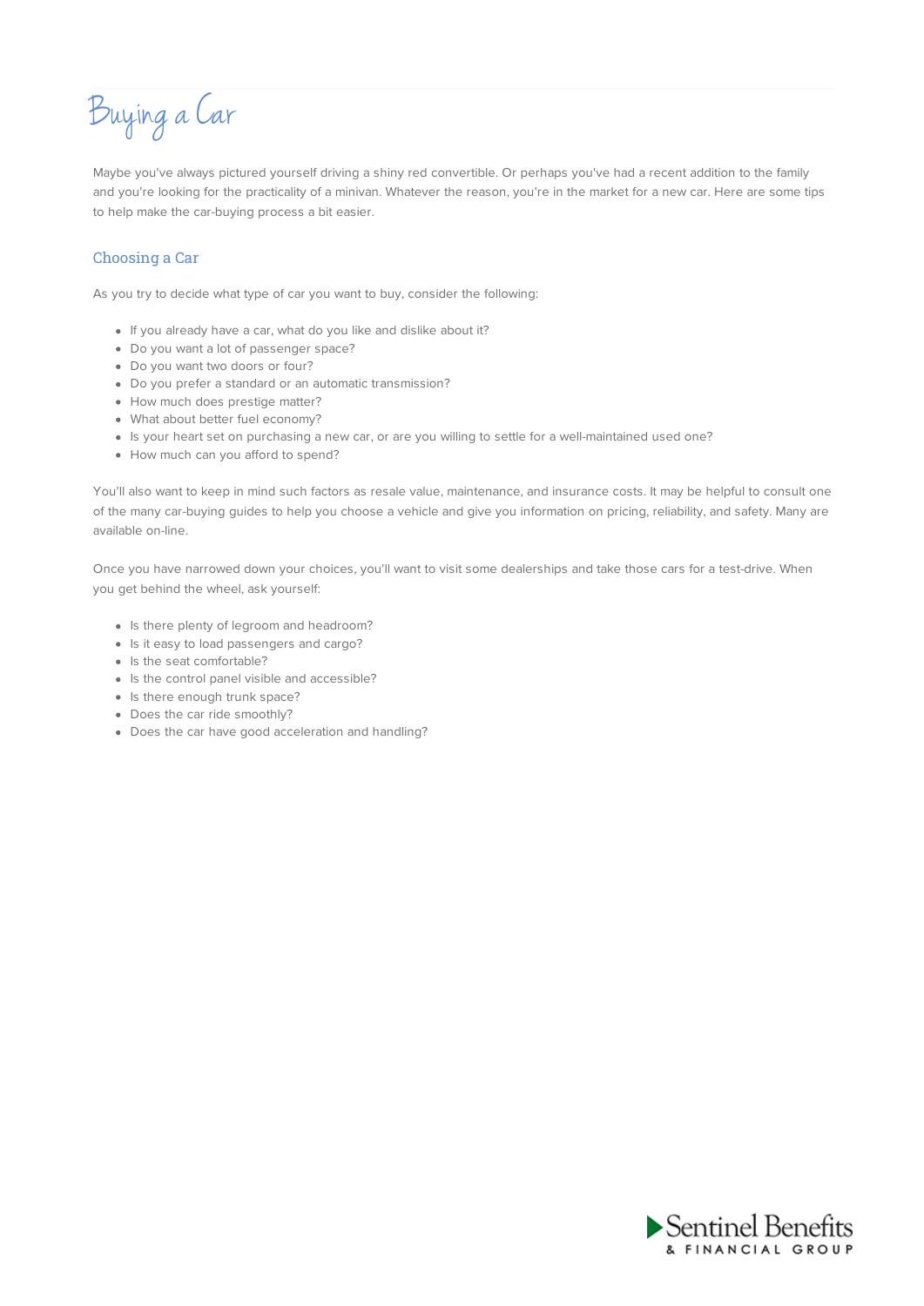# Buying a Car

Maybe you've always pictured yourself driving a shiny red convertible. Or perhaps you've had a recent addition to the family and you're looking for the practicality of a minivan. Whatever the reason, you're in the market for a new car. Here are some tips to help make the car-buying process a bit easier.

## Choosing a Car

As you try to decide what type of car you want to buy, consider the following:

- If you already have a car, what do you like and dislike about it?
- Do you want a lot of passenger space?
- Do you want two doors or four?
- Do you prefer a standard or an automatic transmission?
- How much does prestige matter?
- What about better fuel economy?
- Is your heart set on purchasing a new car, or are you willing to settle for a well-maintained used one?
- How much can you afford to spend?

You'll also want to keep in mind such factors as resale value, maintenance, and insurance costs. It may be helpful to consult one of the many car-buying guides to help you choose a vehicle and give you information on pricing, reliability, and safety. Many are available on-line.

Once you have narrowed down your choices, you'll want to visit some dealerships and take those cars for a test-drive. When you get behind the wheel, ask yourself:

- Is there plenty of legroom and headroom?
- Is it easy to load passengers and cargo?
- Is the seat comfortable?
- Is the control panel visible and accessible?
- Is there enough trunk space?
- Does the car ride smoothly?
- Does the car have good acceleration and handling?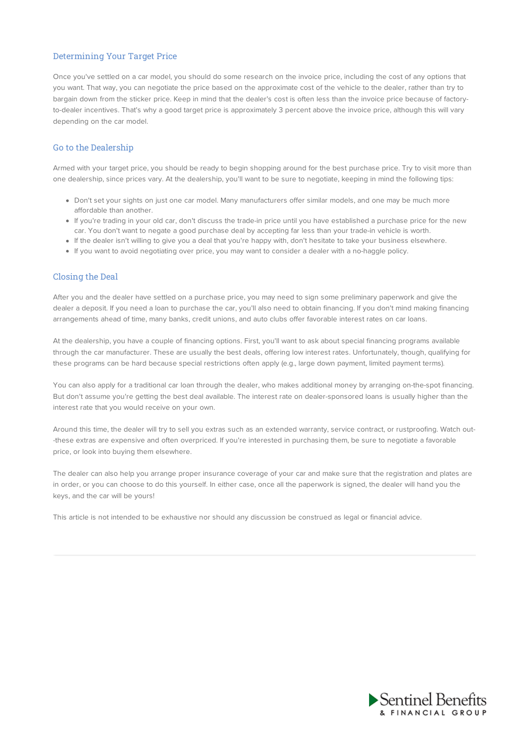## Determining Your Target Price

Once you've settled on a car model, you should do some research on the invoice price, including the cost of any options that you want. That way, you can negotiate the price based on the approximate cost of the vehicle to the dealer, rather than try to bargain down from the sticker price. Keep in mind that the dealer's cost is often less than the invoice price because of factory-to-dealer incentives. That's why a good target price is approximately 3 percent above the invoice price, although this will vary depending on the car model.

## Go to the Dealership

Armed with your target price, you should be ready to begin shopping around for the best purchase price. Try to visit more than one dealership, since prices vary. At the dealership, you'll want to be sure to negotiate, keeping in mind the following tips:

- Don't set your sights on just one car model. Many manufacturers offer similar models, and one may be much more affordable than another.
- If you're trading in your old car, don't discuss the trade-in price until you have established a purchase price for the new car. You don't want to negate a good purchase deal by accepting far less than your trade-in vehicle is worth.
- If the dealer isn't willing to give you a deal that you're happy with, don't hesitate to take your business elsewhere.
- If you want to avoid negotiating over price, you may want to consider a dealer with a no-haggle policy.

## Closing the Deal

After you and the dealer have settled on a purchase price, you may need to sign some preliminary paperwork and give the dealer a deposit. If you need a loan to purchase the car, you'll also need to obtain financing. If you don't mind making financing arrangements ahead of time, many banks, credit unions, and auto clubs offer favorable interest rates on car loans.

At the dealership, you have a couple of financing options. First, you'll want to ask about special financing programs available through the car manufacturer. These are usually the best deals, offering low interest rates. Unfortunately, though, qualifying for these programs can be hard because special restrictions often apply (e.g., large down payment, limited payment terms).

You can also apply for a traditional car loan through the dealer, who makes additional money by arranging on-the-spot financing. But don't assume you're getting the best deal available. The interest rate on dealer-sponsored loans is usually higher than the interest rate that you would receive on your own.

Around this time, the dealer will try to sell you extras such as an extended warranty, service contract, or rustproofing. Watch out--these extras are expensive and often overpriced. If you're interested in purchasing them, be sure to negotiate a favorable price, or look into buying them elsewhere.

The dealer can also help you arrange proper insurance coverage of your car and make sure that the registration and plates are in order, or you can choose to do this yourself. In either case, once all the paperwork is signed, the dealer will hand you the keys, and the car will be yours!

This article is not intended to be exhaustive nor should any discussion be construed as legal or financial advice.

---

Sentinel Benefits & Financial Group